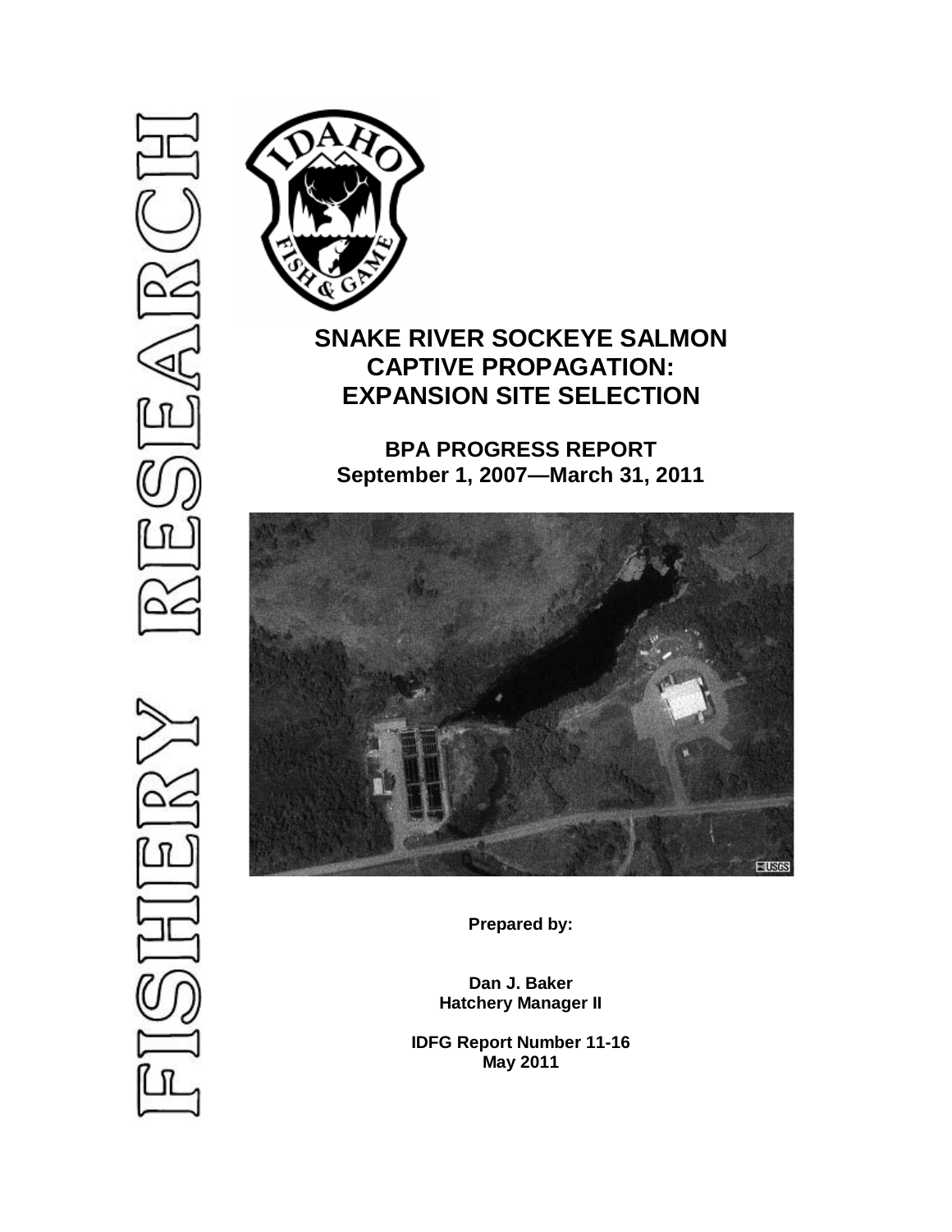FISHERY RESEARCH

# SNAKE RIVER SOCKEYE SALMON CAPTIVE PROPAGATION: EXPANSION SITE SELECTION

## BPA PROGRESS REPORT
## September 1, 2007—March 31, 2011

**Prepared by:**

**Dan J. Baker**
**Hatchery Manager II**

**IDFG Report Number 11-16**
**May 2011**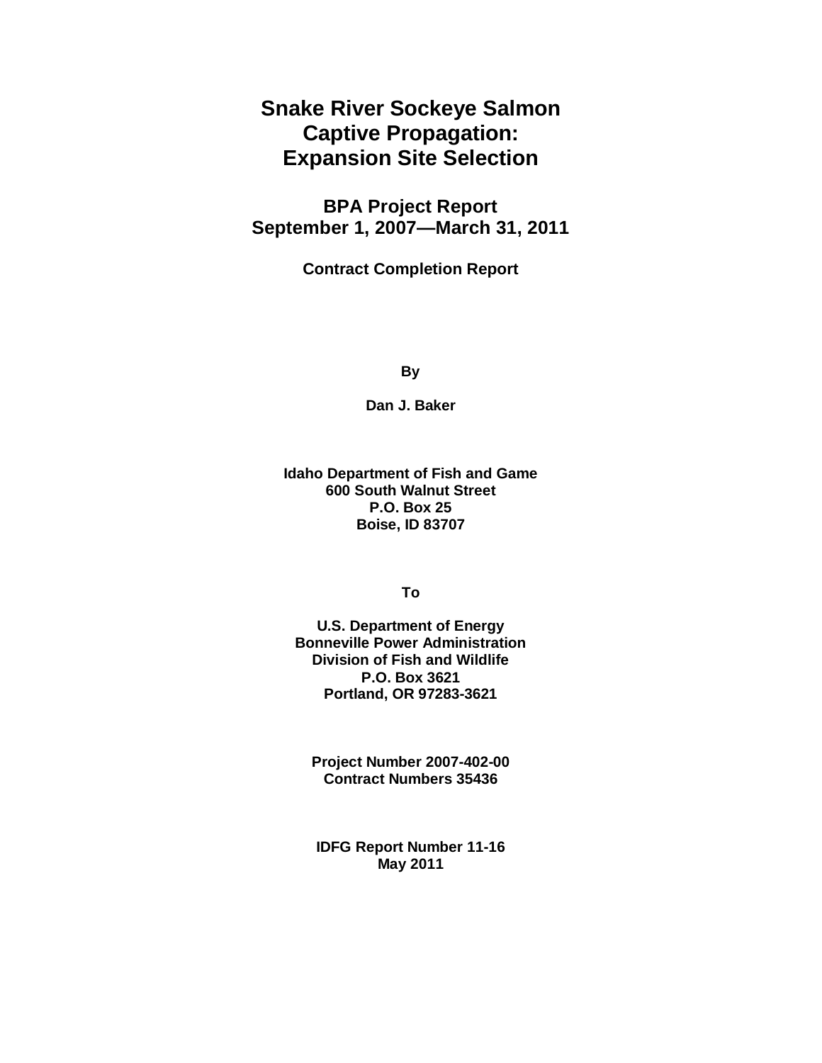# Snake River Sockeye Salmon Captive Propagation: Expansion Site Selection

## BPA Project Report
## September 1, 2007—March 31, 2011

### Contract Completion Report

**By**

**Dan J. Baker**

**Idaho Department of Fish and Game**
**600 South Walnut Street**
**P.O. Box 25**
**Boise, ID 83707**

**To**

**U.S. Department of Energy**
**Bonneville Power Administration**
**Division of Fish and Wildlife**
**P.O. Box 3621**
**Portland, OR 97283-3621**

**Project Number 2007-402-00**
**Contract Numbers 35436**

**IDFG Report Number 11-16**
**May 2011**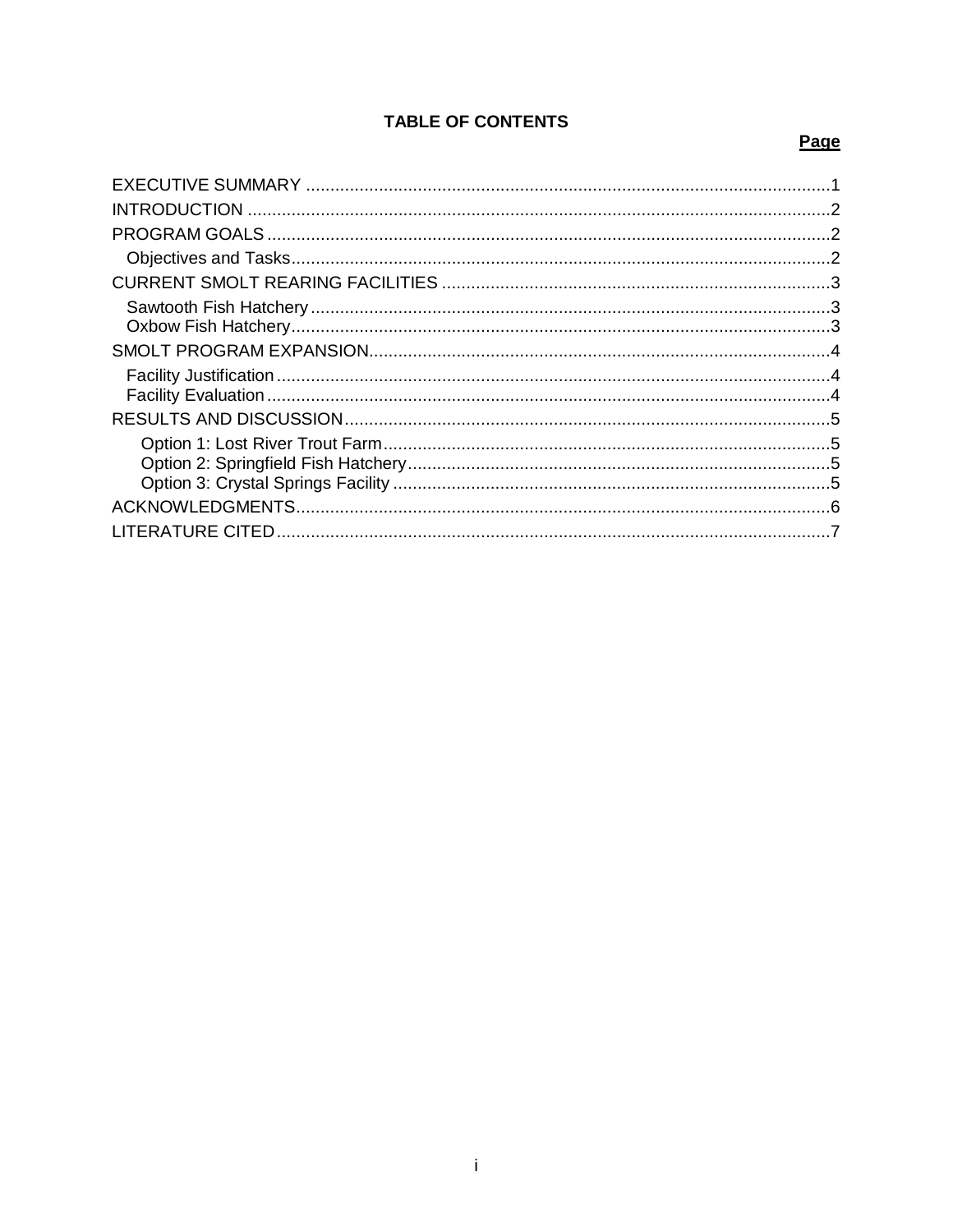# TABLE OF CONTENTS

| | Page |
|---|---|
| EXECUTIVE SUMMARY | 1 |
| INTRODUCTION | 2 |
| PROGRAM GOALS | 2 |
| Objectives and Tasks | 2 |
| CURRENT SMOLT REARING FACILITIES | 3 |
| Sawtooth Fish Hatchery | 3 |
| Oxbow Fish Hatchery | 3 |
| SMOLT PROGRAM EXPANSION | 4 |
| Facility Justification | 4 |
| Facility Evaluation | 4 |
| RESULTS AND DISCUSSION | 5 |
| Option 1: Lost River Trout Farm | 5 |
| Option 2: Springfield Fish Hatchery | 5 |
| Option 3: Crystal Springs Facility | 5 |
| ACKNOWLEDGMENTS | 6 |
| LITERATURE CITED | 7 |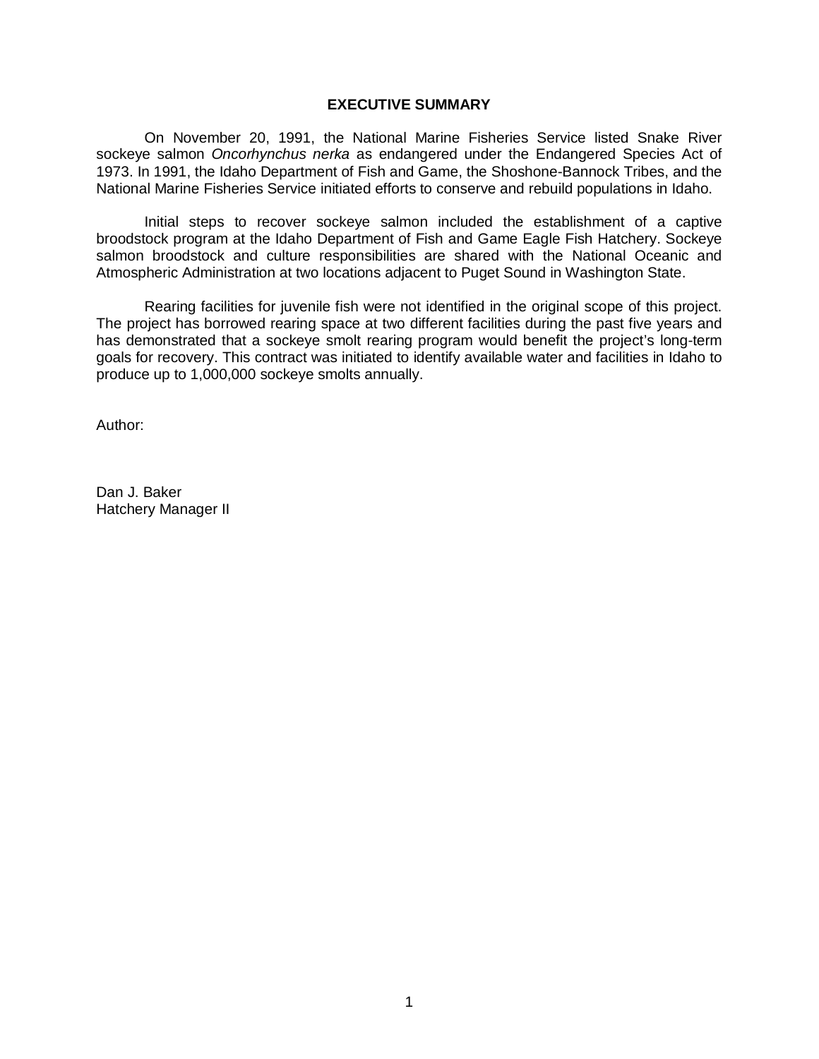## EXECUTIVE SUMMARY

On November 20, 1991, the National Marine Fisheries Service listed Snake River sockeye salmon *Oncorhynchus nerka* as endangered under the Endangered Species Act of 1973. In 1991, the Idaho Department of Fish and Game, the Shoshone-Bannock Tribes, and the National Marine Fisheries Service initiated efforts to conserve and rebuild populations in Idaho.

Initial steps to recover sockeye salmon included the establishment of a captive broodstock program at the Idaho Department of Fish and Game Eagle Fish Hatchery. Sockeye salmon broodstock and culture responsibilities are shared with the National Oceanic and Atmospheric Administration at two locations adjacent to Puget Sound in Washington State.

Rearing facilities for juvenile fish were not identified in the original scope of this project. The project has borrowed rearing space at two different facilities during the past five years and has demonstrated that a sockeye smolt rearing program would benefit the project's long-term goals for recovery. This contract was initiated to identify available water and facilities in Idaho to produce up to 1,000,000 sockeye smolts annually.

Author:

Dan J. Baker
Hatchery Manager II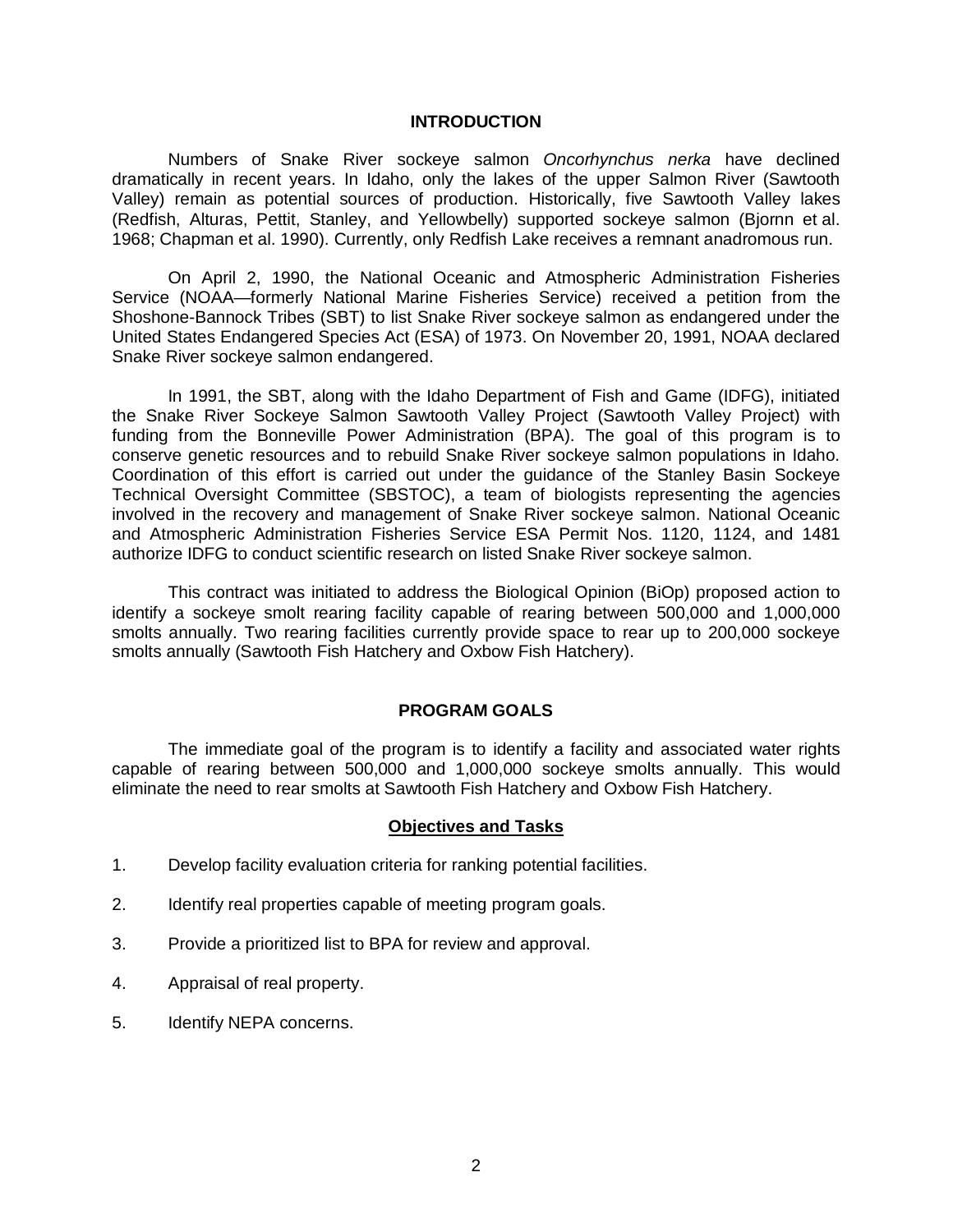## INTRODUCTION

Numbers of Snake River sockeye salmon *Oncorhynchus nerka* have declined dramatically in recent years. In Idaho, only the lakes of the upper Salmon River (Sawtooth Valley) remain as potential sources of production. Historically, five Sawtooth Valley lakes (Redfish, Alturas, Pettit, Stanley, and Yellowbelly) supported sockeye salmon (Bjornn et al. 1968; Chapman et al. 1990). Currently, only Redfish Lake receives a remnant anadromous run.

On April 2, 1990, the National Oceanic and Atmospheric Administration Fisheries Service (NOAA—formerly National Marine Fisheries Service) received a petition from the Shoshone-Bannock Tribes (SBT) to list Snake River sockeye salmon as endangered under the United States Endangered Species Act (ESA) of 1973. On November 20, 1991, NOAA declared Snake River sockeye salmon endangered.

In 1991, the SBT, along with the Idaho Department of Fish and Game (IDFG), initiated the Snake River Sockeye Salmon Sawtooth Valley Project (Sawtooth Valley Project) with funding from the Bonneville Power Administration (BPA). The goal of this program is to conserve genetic resources and to rebuild Snake River sockeye salmon populations in Idaho. Coordination of this effort is carried out under the guidance of the Stanley Basin Sockeye Technical Oversight Committee (SBSTOC), a team of biologists representing the agencies involved in the recovery and management of Snake River sockeye salmon. National Oceanic and Atmospheric Administration Fisheries Service ESA Permit Nos. 1120, 1124, and 1481 authorize IDFG to conduct scientific research on listed Snake River sockeye salmon.

This contract was initiated to address the Biological Opinion (BiOp) proposed action to identify a sockeye smolt rearing facility capable of rearing between 500,000 and 1,000,000 smolts annually. Two rearing facilities currently provide space to rear up to 200,000 sockeye smolts annually (Sawtooth Fish Hatchery and Oxbow Fish Hatchery).

## PROGRAM GOALS

The immediate goal of the program is to identify a facility and associated water rights capable of rearing between 500,000 and 1,000,000 sockeye smolts annually. This would eliminate the need to rear smolts at Sawtooth Fish Hatchery and Oxbow Fish Hatchery.

### Objectives and Tasks

1. Develop facility evaluation criteria for ranking potential facilities.
2. Identify real properties capable of meeting program goals.
3. Provide a prioritized list to BPA for review and approval.
4. Appraisal of real property.
5. Identify NEPA concerns.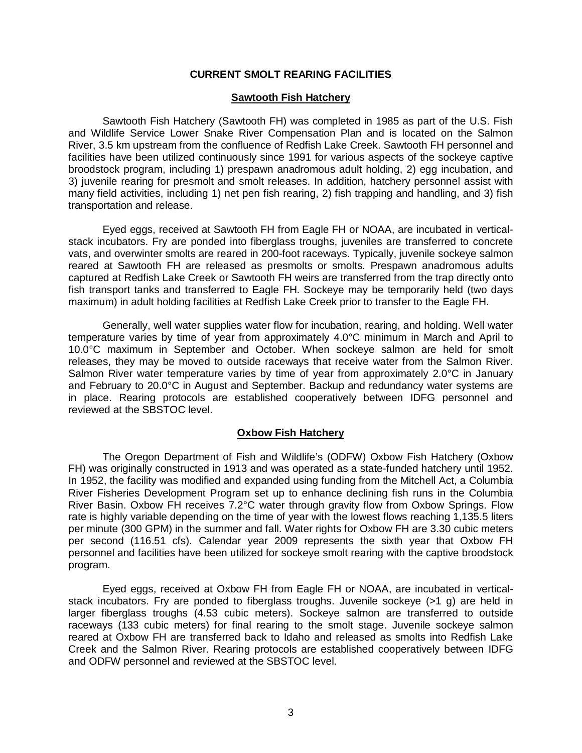## CURRENT SMOLT REARING FACILITIES

### Sawtooth Fish Hatchery

Sawtooth Fish Hatchery (Sawtooth FH) was completed in 1985 as part of the U.S. Fish and Wildlife Service Lower Snake River Compensation Plan and is located on the Salmon River, 3.5 km upstream from the confluence of Redfish Lake Creek. Sawtooth FH personnel and facilities have been utilized continuously since 1991 for various aspects of the sockeye captive broodstock program, including 1) prespawn anadromous adult holding, 2) egg incubation, and 3) juvenile rearing for presmolt and smolt releases. In addition, hatchery personnel assist with many field activities, including 1) net pen fish rearing, 2) fish trapping and handling, and 3) fish transportation and release.

Eyed eggs, received at Sawtooth FH from Eagle FH or NOAA, are incubated in vertical-stack incubators. Fry are ponded into fiberglass troughs, juveniles are transferred to concrete vats, and overwinter smolts are reared in 200-foot raceways. Typically, juvenile sockeye salmon reared at Sawtooth FH are released as presmolts or smolts. Prespawn anadromous adults captured at Redfish Lake Creek or Sawtooth FH weirs are transferred from the trap directly onto fish transport tanks and transferred to Eagle FH. Sockeye may be temporarily held (two days maximum) in adult holding facilities at Redfish Lake Creek prior to transfer to the Eagle FH.

Generally, well water supplies water flow for incubation, rearing, and holding. Well water temperature varies by time of year from approximately 4.0°C minimum in March and April to 10.0°C maximum in September and October. When sockeye salmon are held for smolt releases, they may be moved to outside raceways that receive water from the Salmon River. Salmon River water temperature varies by time of year from approximately 2.0°C in January and February to 20.0°C in August and September. Backup and redundancy water systems are in place. Rearing protocols are established cooperatively between IDFG personnel and reviewed at the SBSTOC level.

### Oxbow Fish Hatchery

The Oregon Department of Fish and Wildlife's (ODFW) Oxbow Fish Hatchery (Oxbow FH) was originally constructed in 1913 and was operated as a state-funded hatchery until 1952. In 1952, the facility was modified and expanded using funding from the Mitchell Act, a Columbia River Fisheries Development Program set up to enhance declining fish runs in the Columbia River Basin. Oxbow FH receives 7.2°C water through gravity flow from Oxbow Springs. Flow rate is highly variable depending on the time of year with the lowest flows reaching 1,135.5 liters per minute (300 GPM) in the summer and fall. Water rights for Oxbow FH are 3.30 cubic meters per second (116.51 cfs). Calendar year 2009 represents the sixth year that Oxbow FH personnel and facilities have been utilized for sockeye smolt rearing with the captive broodstock program.

Eyed eggs, received at Oxbow FH from Eagle FH or NOAA, are incubated in vertical-stack incubators. Fry are ponded to fiberglass troughs. Juvenile sockeye (>1 g) are held in larger fiberglass troughs (4.53 cubic meters). Sockeye salmon are transferred to outside raceways (133 cubic meters) for final rearing to the smolt stage. Juvenile sockeye salmon reared at Oxbow FH are transferred back to Idaho and released as smolts into Redfish Lake Creek and the Salmon River. Rearing protocols are established cooperatively between IDFG and ODFW personnel and reviewed at the SBSTOC level.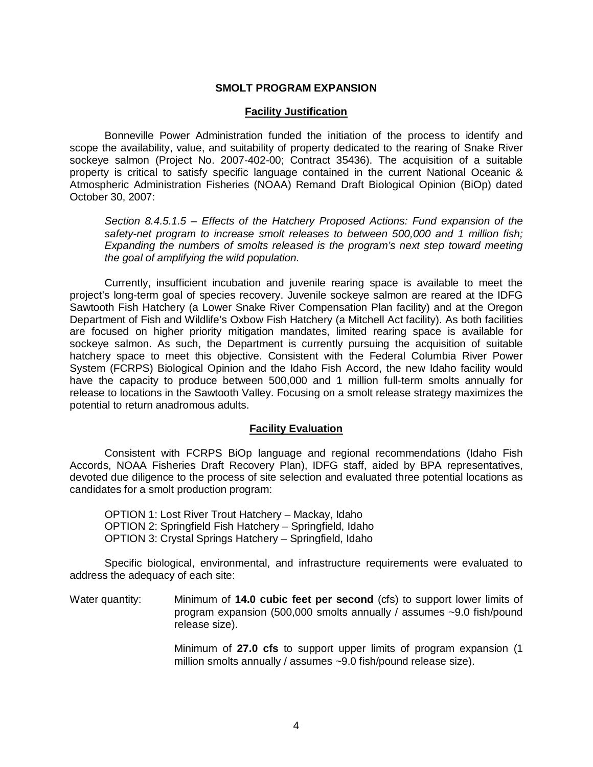## SMOLT PROGRAM EXPANSION

### Facility Justification

Bonneville Power Administration funded the initiation of the process to identify and scope the availability, value, and suitability of property dedicated to the rearing of Snake River sockeye salmon (Project No. 2007-402-00; Contract 35436). The acquisition of a suitable property is critical to satisfy specific language contained in the current National Oceanic & Atmospheric Administration Fisheries (NOAA) Remand Draft Biological Opinion (BiOp) dated October 30, 2007:

> *Section 8.4.5.1.5 – Effects of the Hatchery Proposed Actions: Fund expansion of the safety-net program to increase smolt releases to between 500,000 and 1 million fish; Expanding the numbers of smolts released is the program's next step toward meeting the goal of amplifying the wild population.*

Currently, insufficient incubation and juvenile rearing space is available to meet the project's long-term goal of species recovery. Juvenile sockeye salmon are reared at the IDFG Sawtooth Fish Hatchery (a Lower Snake River Compensation Plan facility) and at the Oregon Department of Fish and Wildlife's Oxbow Fish Hatchery (a Mitchell Act facility). As both facilities are focused on higher priority mitigation mandates, limited rearing space is available for sockeye salmon. As such, the Department is currently pursuing the acquisition of suitable hatchery space to meet this objective. Consistent with the Federal Columbia River Power System (FCRPS) Biological Opinion and the Idaho Fish Accord, the new Idaho facility would have the capacity to produce between 500,000 and 1 million full-term smolts annually for release to locations in the Sawtooth Valley. Focusing on a smolt release strategy maximizes the potential to return anadromous adults.

### Facility Evaluation

Consistent with FCRPS BiOp language and regional recommendations (Idaho Fish Accords, NOAA Fisheries Draft Recovery Plan), IDFG staff, aided by BPA representatives, devoted due diligence to the process of site selection and evaluated three potential locations as candidates for a smolt production program:

OPTION 1: Lost River Trout Hatchery – Mackay, Idaho
OPTION 2: Springfield Fish Hatchery – Springfield, Idaho
OPTION 3: Crystal Springs Hatchery – Springfield, Idaho

Specific biological, environmental, and infrastructure requirements were evaluated to address the adequacy of each site:

Water quantity: Minimum of **14.0 cubic feet per second** (cfs) to support lower limits of program expansion (500,000 smolts annually / assumes ~9.0 fish/pound release size).

Minimum of **27.0 cfs** to support upper limits of program expansion (1 million smolts annually / assumes ~9.0 fish/pound release size).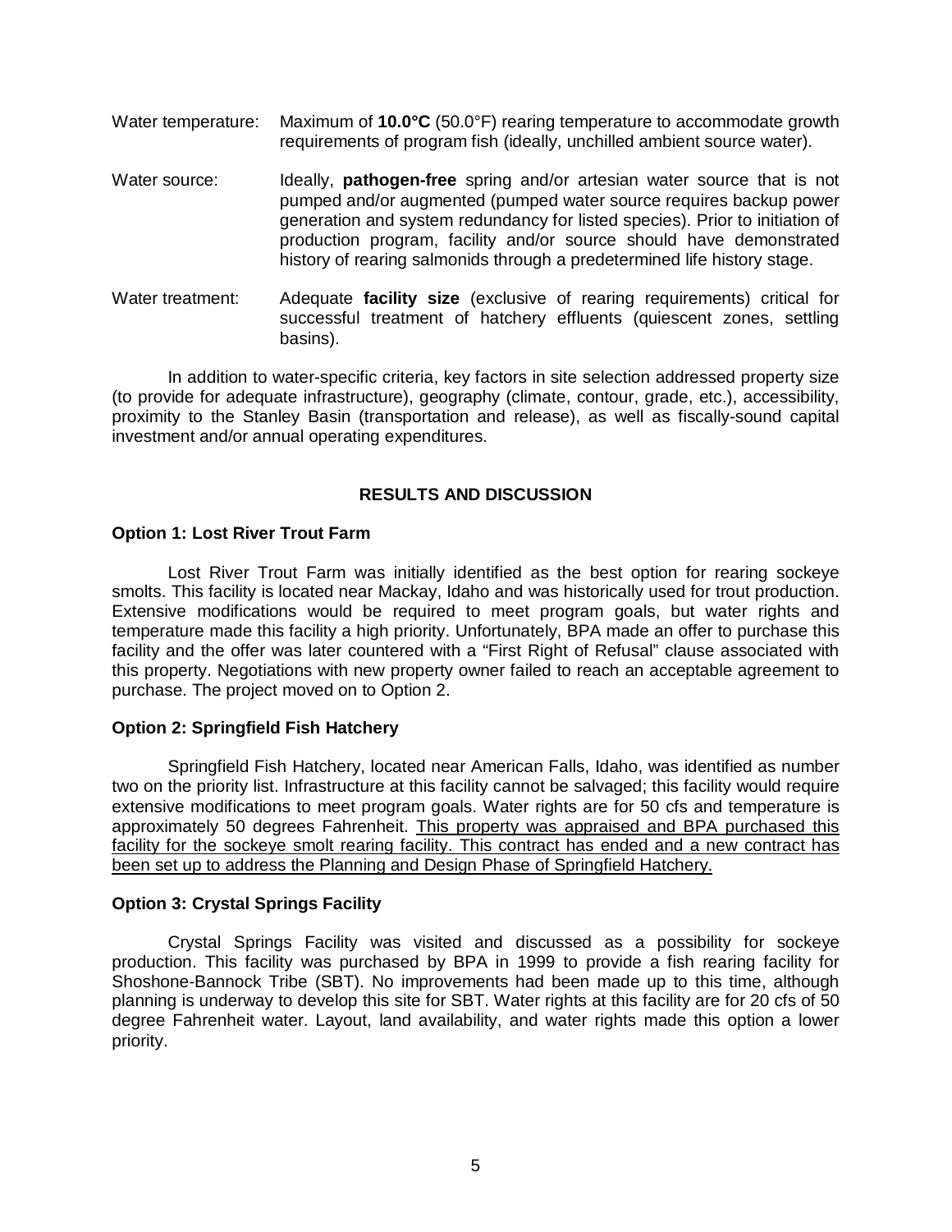Water temperature: Maximum of **10.0°C** (50.0°F) rearing temperature to accommodate growth requirements of program fish (ideally, unchilled ambient source water).

Water source: Ideally, **pathogen-free** spring and/or artesian water source that is not pumped and/or augmented (pumped water source requires backup power generation and system redundancy for listed species). Prior to initiation of production program, facility and/or source should have demonstrated history of rearing salmonids through a predetermined life history stage.

Water treatment: Adequate **facility size** (exclusive of rearing requirements) critical for successful treatment of hatchery effluents (quiescent zones, settling basins).

In addition to water-specific criteria, key factors in site selection addressed property size (to provide for adequate infrastructure), geography (climate, contour, grade, etc.), accessibility, proximity to the Stanley Basin (transportation and release), as well as fiscally-sound capital investment and/or annual operating expenditures.

## RESULTS AND DISCUSSION

### Option 1: Lost River Trout Farm

Lost River Trout Farm was initially identified as the best option for rearing sockeye smolts. This facility is located near Mackay, Idaho and was historically used for trout production. Extensive modifications would be required to meet program goals, but water rights and temperature made this facility a high priority. Unfortunately, BPA made an offer to purchase this facility and the offer was later countered with a "First Right of Refusal" clause associated with this property. Negotiations with new property owner failed to reach an acceptable agreement to purchase. The project moved on to Option 2.

### Option 2: Springfield Fish Hatchery

Springfield Fish Hatchery, located near American Falls, Idaho, was identified as number two on the priority list. Infrastructure at this facility cannot be salvaged; this facility would require extensive modifications to meet program goals. Water rights are for 50 cfs and temperature is approximately 50 degrees Fahrenheit. <u>This property was appraised and BPA purchased this facility for the sockeye smolt rearing facility. This contract has ended and a new contract has been set up to address the Planning and Design Phase of Springfield Hatchery.</u>

### Option 3: Crystal Springs Facility

Crystal Springs Facility was visited and discussed as a possibility for sockeye production. This facility was purchased by BPA in 1999 to provide a fish rearing facility for Shoshone-Bannock Tribe (SBT). No improvements had been made up to this time, although planning is underway to develop this site for SBT. Water rights at this facility are for 20 cfs of 50 degree Fahrenheit water. Layout, land availability, and water rights made this option a lower priority.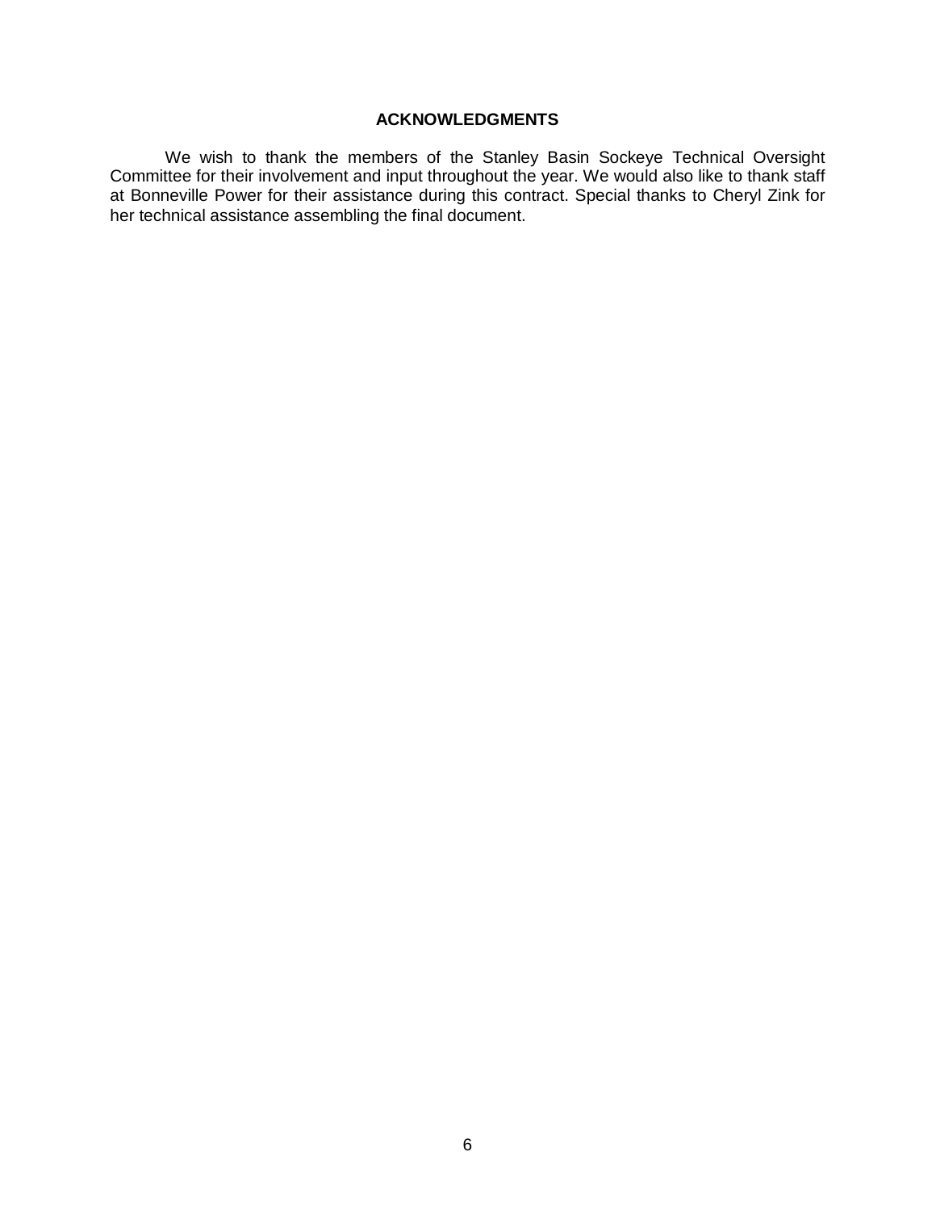## ACKNOWLEDGMENTS

We wish to thank the members of the Stanley Basin Sockeye Technical Oversight Committee for their involvement and input throughout the year. We would also like to thank staff at Bonneville Power for their assistance during this contract. Special thanks to Cheryl Zink for her technical assistance assembling the final document.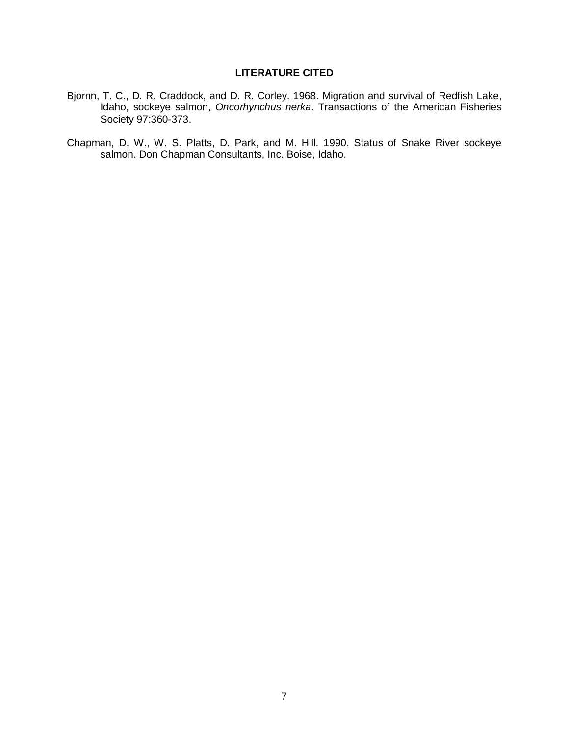## LITERATURE CITED

Bjornn, T. C., D. R. Craddock, and D. R. Corley. 1968. Migration and survival of Redfish Lake, Idaho, sockeye salmon, *Oncorhynchus nerka*. Transactions of the American Fisheries Society 97:360-373.

Chapman, D. W., W. S. Platts, D. Park, and M. Hill. 1990. Status of Snake River sockeye salmon. Don Chapman Consultants, Inc. Boise, Idaho.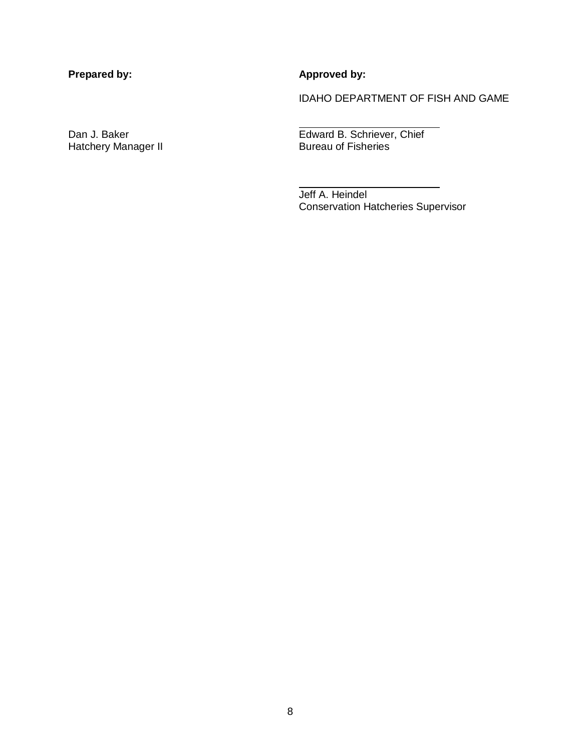**Prepared by:**

Dan J. Baker
Hatchery Manager II

**Approved by:**

IDAHO DEPARTMENT OF FISH AND GAME

Edward B. Schriever, Chief
Bureau of Fisheries

Jeff A. Heindel
Conservation Hatcheries Supervisor